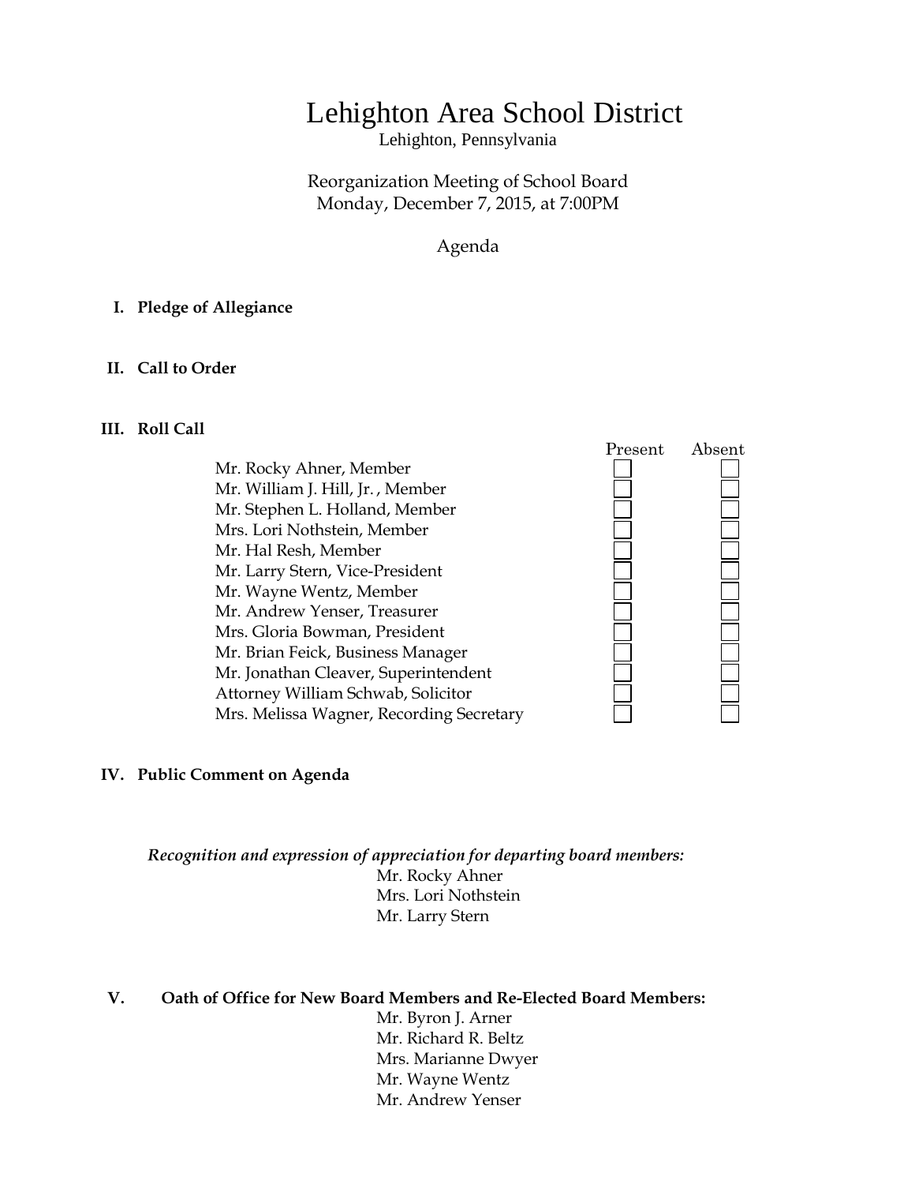# Lehighton Area School District

Lehighton, Pennsylvania

Reorganization Meeting of School Board
Monday, December 7, 2015, at 7:00PM

Agenda

**I. Pledge of Allegiance**

**II. Call to Order**

**III. Roll Call**

| | Present | Absent |
|---|---|---|
| Mr. Rocky Ahner, Member | ☐ | ☐ |
| Mr. William J. Hill, Jr. , Member | ☐ | ☐ |
| Mr. Stephen L. Holland, Member | ☐ | ☐ |
| Mrs. Lori Nothstein, Member | ☐ | ☐ |
| Mr. Hal Resh, Member | ☐ | ☐ |
| Mr. Larry Stern, Vice-President | ☐ | ☐ |
| Mr. Wayne Wentz, Member | ☐ | ☐ |
| Mr. Andrew Yenser, Treasurer | ☐ | ☐ |
| Mrs. Gloria Bowman, President | ☐ | ☐ |
| Mr. Brian Feick, Business Manager | ☐ | ☐ |
| Mr. Jonathan Cleaver, Superintendent | ☐ | ☐ |
| Attorney William Schwab, Solicitor | ☐ | ☐ |
| Mrs. Melissa Wagner, Recording Secretary | ☐ | ☐ |

**IV. Public Comment on Agenda**

***Recognition and expression of appreciation for departing board members:***

Mr. Rocky Ahner
Mrs. Lori Nothstein
Mr. Larry Stern

**V. Oath of Office for New Board Members and Re-Elected Board Members:**

Mr. Byron J. Arner
Mr. Richard R. Beltz
Mrs. Marianne Dwyer
Mr. Wayne Wentz
Mr. Andrew Yenser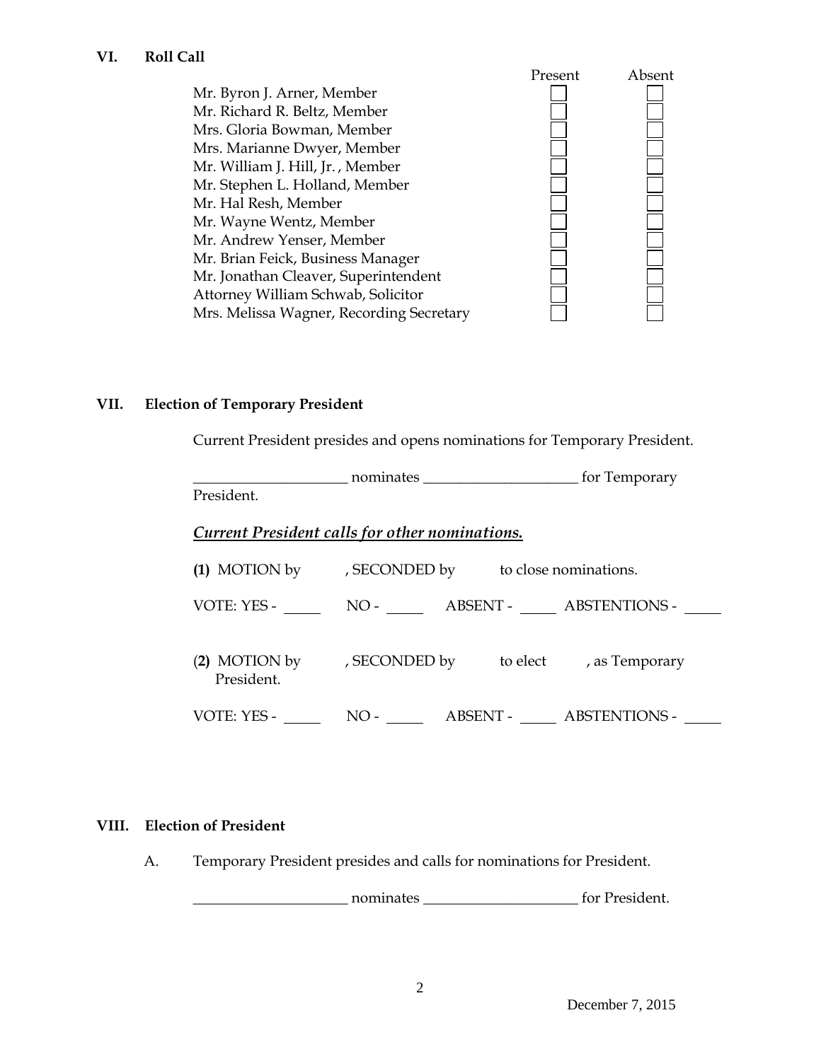## VI. Roll Call

| | Present | Absent |
|---|---|---|
| Mr. Byron J. Arner, Member | ☐ | ☐ |
| Mr. Richard R. Beltz, Member | ☐ | ☐ |
| Mrs. Gloria Bowman, Member | ☐ | ☐ |
| Mrs. Marianne Dwyer, Member | ☐ | ☐ |
| Mr. William J. Hill, Jr. , Member | ☐ | ☐ |
| Mr. Stephen L. Holland, Member | ☐ | ☐ |
| Mr. Hal Resh, Member | ☐ | ☐ |
| Mr. Wayne Wentz, Member | ☐ | ☐ |
| Mr. Andrew Yenser, Member | ☐ | ☐ |
| Mr. Brian Feick, Business Manager | ☐ | ☐ |
| Mr. Jonathan Cleaver, Superintendent | ☐ | ☐ |
| Attorney William Schwab, Solicitor | ☐ | ☐ |
| Mrs. Melissa Wagner, Recording Secretary | ☐ | ☐ |

## VII. Election of Temporary President

Current President presides and opens nominations for Temporary President.

____________________ nominates ____________________ for Temporary President.

***Current President calls for other nominations.***

**(1)** MOTION by , SECONDED by to close nominations.

VOTE: YES - _____ NO - _____ ABSENT - _____ ABSTENTIONS - _____

(**2**) MOTION by , SECONDED by to elect , as Temporary President.

VOTE: YES - _____ NO - _____ ABSENT - _____ ABSTENTIONS - _____

## VIII. Election of President

A. Temporary President presides and calls for nominations for President.

____________________ nominates ____________________ for President.

December 7, 2015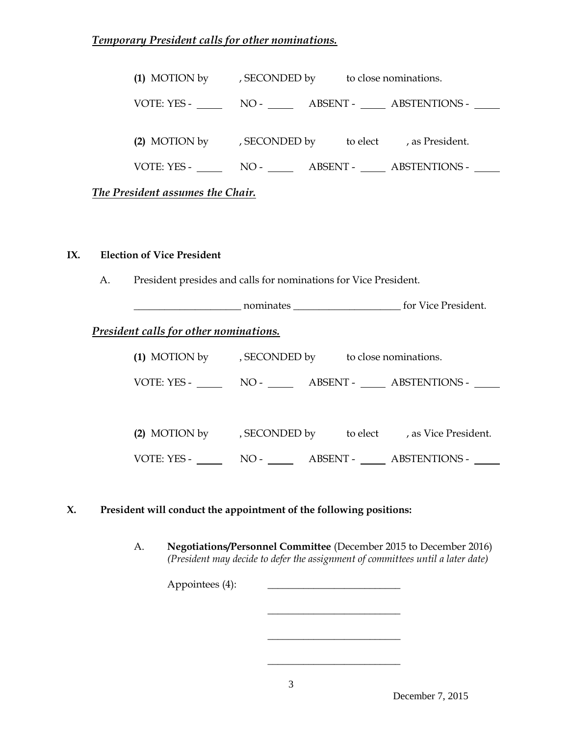***Temporary President calls for other nominations.***

**(1)** MOTION by , SECONDED by to close nominations.

VOTE: YES - _____ NO - _____ ABSENT - _____ ABSTENTIONS - _____

**(2)** MOTION by , SECONDED by to elect , as President.

VOTE: YES - _____ NO - _____ ABSENT - _____ ABSTENTIONS - _____

***The President assumes the Chair.***

## IX. Election of Vice President

A. President presides and calls for nominations for Vice President.

_____________________ nominates _____________________ for Vice President.

***President calls for other nominations.***

**(1)** MOTION by , SECONDED by to close nominations.

VOTE: YES - _____ NO - _____ ABSENT - _____ ABSTENTIONS - _____

**(2)** MOTION by , SECONDED by to elect , as Vice President.

VOTE: YES - _____ NO - _____ ABSENT - _____ ABSTENTIONS - _____

## X. President will conduct the appointment of the following positions:

A. **Negotiations/Personnel Committee** (December 2015 to December 2016)
*(President may decide to defer the assignment of committees until a later date)*

Appointees (4): __________________________

__________________________

__________________________

__________________________

December 7, 2015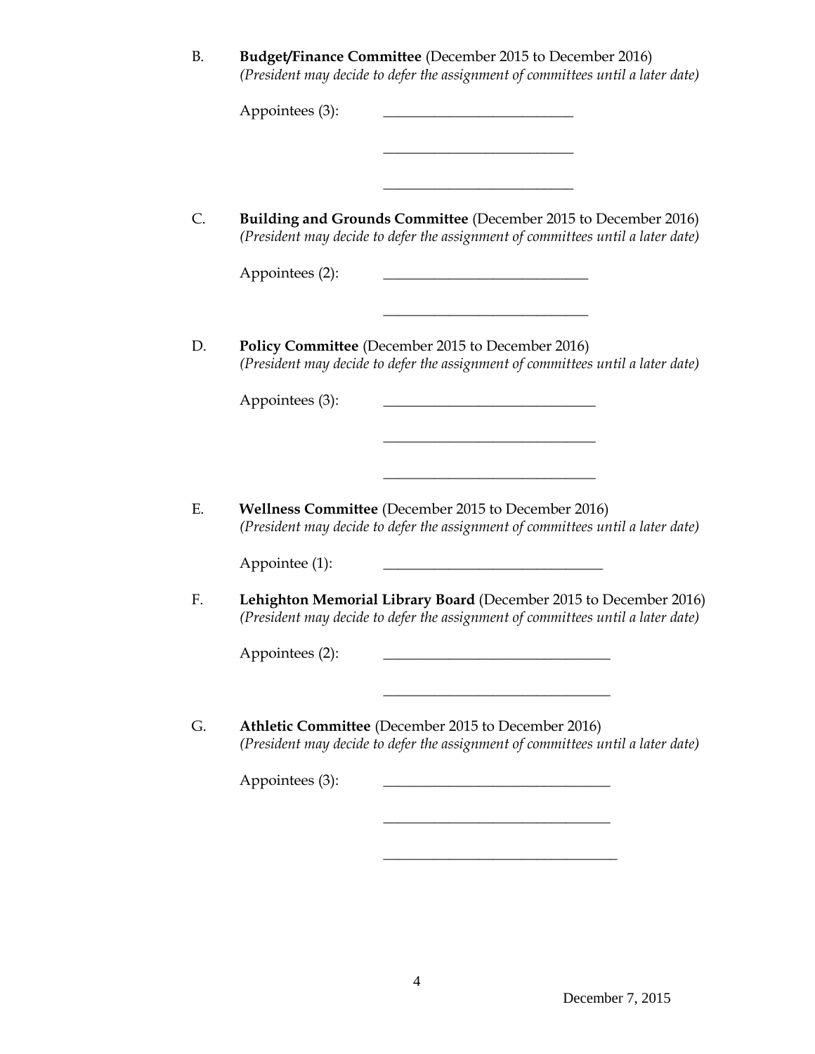B. **Budget/Finance Committee** (December 2015 to December 2016)
*(President may decide to defer the assignment of committees until a later date)*

Appointees (3): ___________________________

___________________________

___________________________

C. **Building and Grounds Committee** (December 2015 to December 2016)
*(President may decide to defer the assignment of committees until a later date)*

Appointees (2): _____________________________

_____________________________

D. **Policy Committee** (December 2015 to December 2016)
*(President may decide to defer the assignment of committees until a later date)*

Appointees (3): ______________________________

______________________________

______________________________

E. **Wellness Committee** (December 2015 to December 2016)
*(President may decide to defer the assignment of committees until a later date)*

Appointee (1): _______________________________

F. **Lehighton Memorial Library Board** (December 2015 to December 2016)
*(President may decide to defer the assignment of committees until a later date)*

Appointees (2): ________________________________

________________________________

G. **Athletic Committee** (December 2015 to December 2016)
*(President may decide to defer the assignment of committees until a later date)*

Appointees (3): ________________________________

________________________________

_________________________________

December 7, 2015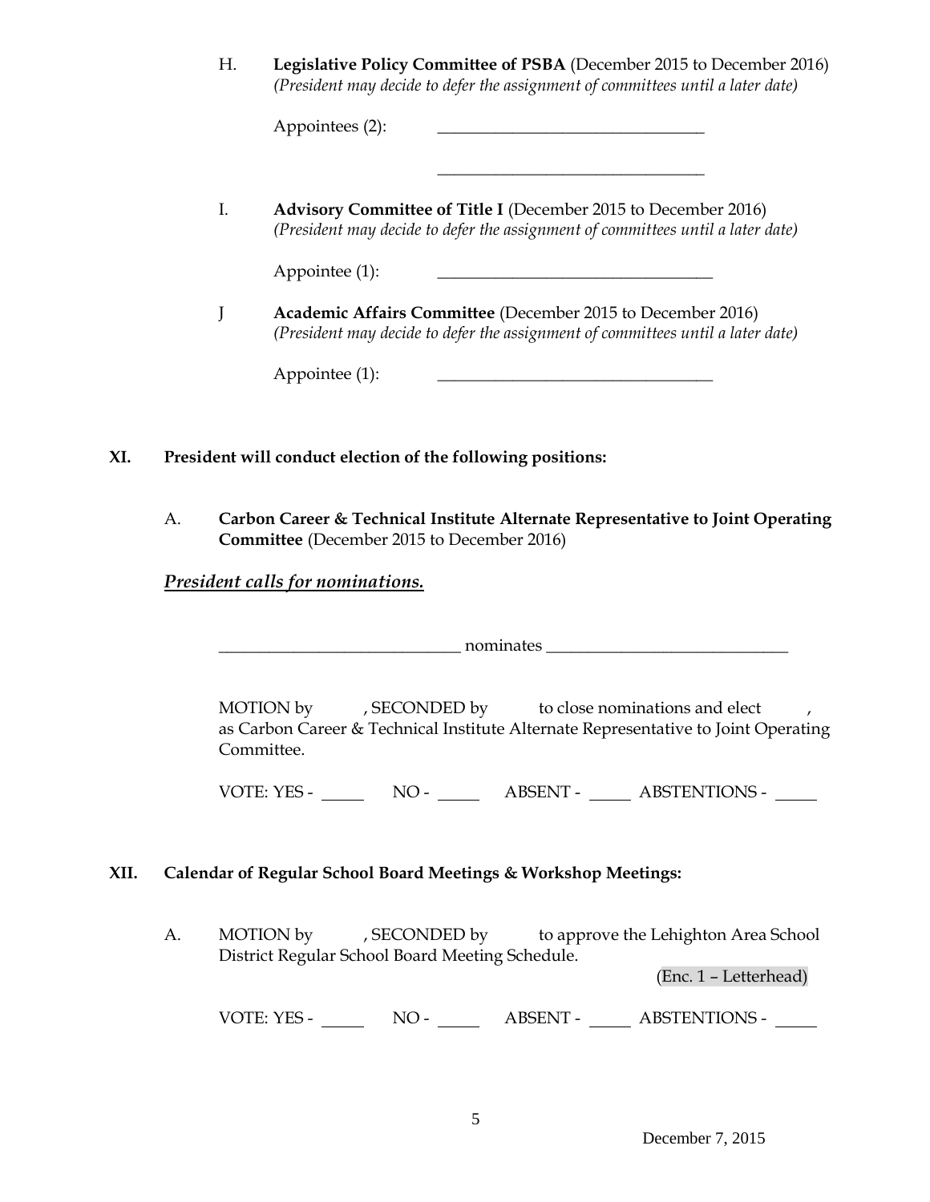H. **Legislative Policy Committee of PSBA** (December 2015 to December 2016)
*(President may decide to defer the assignment of committees until a later date)*

Appointees (2): _______________________________

_______________________________

I. **Advisory Committee of Title I** (December 2015 to December 2016)
*(President may decide to defer the assignment of committees until a later date)*

Appointee (1): _______________________________

J **Academic Affairs Committee** (December 2015 to December 2016)
*(President may decide to defer the assignment of committees until a later date)*

Appointee (1): _______________________________

## XI. President will conduct election of the following positions:

A. **Carbon Career & Technical Institute Alternate Representative to Joint Operating Committee** (December 2015 to December 2016)

***President calls for nominations.***

_____________________________ nominates _____________________________

MOTION by , SECONDED by to close nominations and elect , as Carbon Career & Technical Institute Alternate Representative to Joint Operating Committee.

VOTE: YES - _____ NO - _____ ABSENT - _____ ABSTENTIONS - _____

## XII. Calendar of Regular School Board Meetings & Workshop Meetings:

A. MOTION by , SECONDED by to approve the Lehighton Area School District Regular School Board Meeting Schedule.

(Enc. 1 – Letterhead)

VOTE: YES - _____ NO - _____ ABSENT - _____ ABSTENTIONS - _____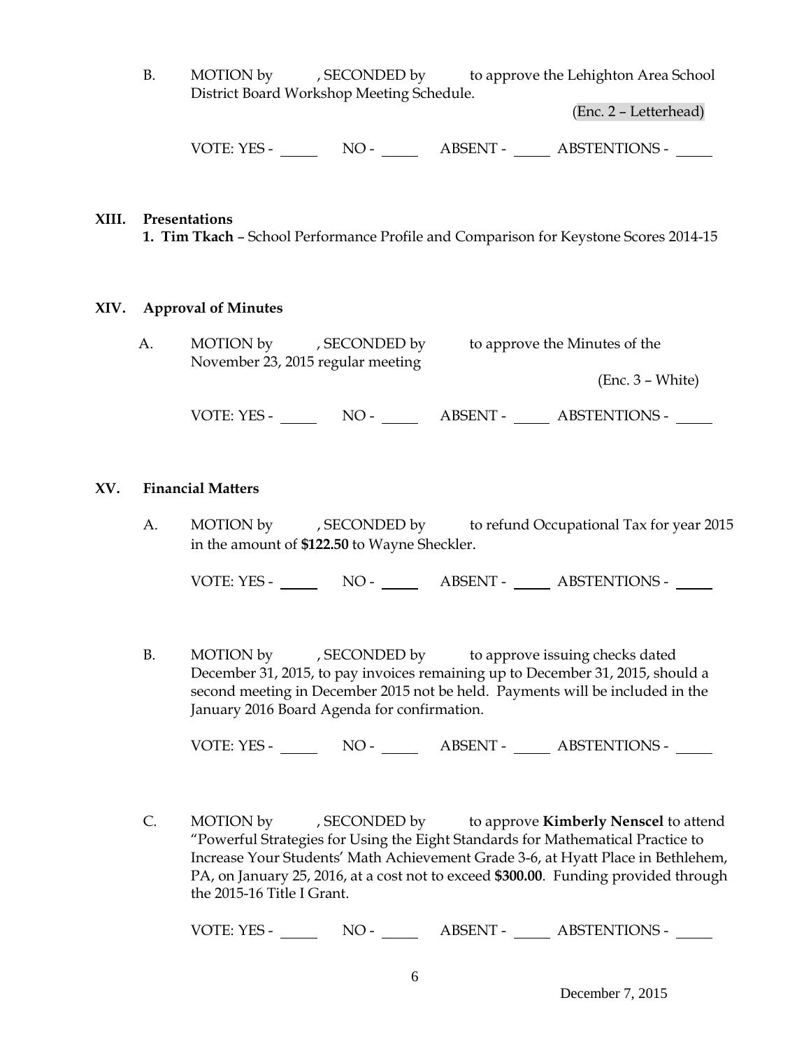B. MOTION by , SECONDED by to approve the Lehighton Area School District Board Workshop Meeting Schedule.

(Enc. 2 – Letterhead)

VOTE: YES - _____ NO - _____ ABSENT - _____ ABSTENTIONS - _____

## XIII. Presentations

**1. Tim Tkach** – School Performance Profile and Comparison for Keystone Scores 2014-15

## XIV. Approval of Minutes

A. MOTION by , SECONDED by to approve the Minutes of the November 23, 2015 regular meeting

(Enc. 3 – White)

VOTE: YES - _____ NO - _____ ABSENT - _____ ABSTENTIONS - _____

## XV. Financial Matters

A. MOTION by , SECONDED by to refund Occupational Tax for year 2015 in the amount of **$122.50** to Wayne Sheckler.

VOTE: YES - _____ NO - _____ ABSENT - _____ ABSTENTIONS - _____

B. MOTION by , SECONDED by to approve issuing checks dated December 31, 2015, to pay invoices remaining up to December 31, 2015, should a second meeting in December 2015 not be held. Payments will be included in the January 2016 Board Agenda for confirmation.

VOTE: YES - _____ NO - _____ ABSENT - _____ ABSTENTIONS - _____

C. MOTION by , SECONDED by to approve **Kimberly Nenscel** to attend "Powerful Strategies for Using the Eight Standards for Mathematical Practice to Increase Your Students' Math Achievement Grade 3-6, at Hyatt Place in Bethlehem, PA, on January 25, 2016, at a cost not to exceed **$300.00**. Funding provided through the 2015-16 Title I Grant.

VOTE: YES - _____ NO - _____ ABSENT - _____ ABSTENTIONS - _____

December 7, 2015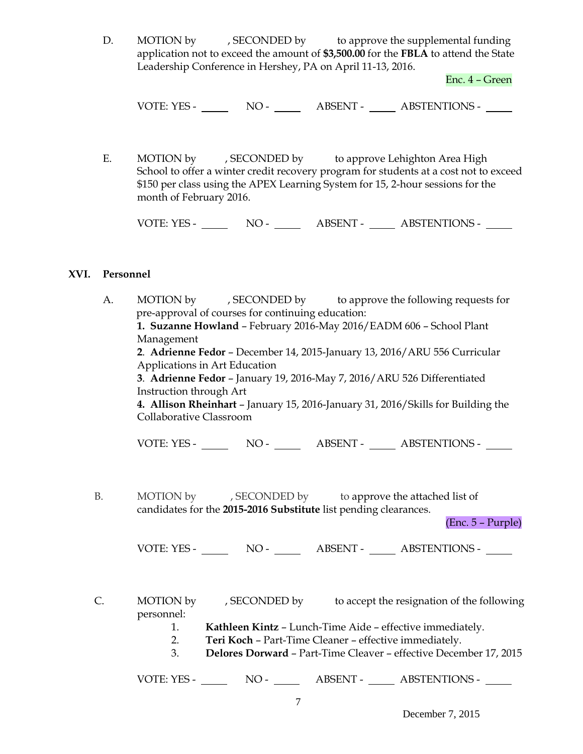D. MOTION by , SECONDED by to approve the supplemental funding application not to exceed the amount of **$3,500.00** for the **FBLA** to attend the State Leadership Conference in Hershey, PA on April 11-13, 2016.

Enc. 4 – Green

VOTE: YES - _____ NO - _____ ABSENT - _____ ABSTENTIONS - _____

E. MOTION by , SECONDED by to approve Lehighton Area High School to offer a winter credit recovery program for students at a cost not to exceed $150 per class using the APEX Learning System for 15, 2-hour sessions for the month of February 2016.

VOTE: YES - _____ NO - _____ ABSENT - _____ ABSTENTIONS - _____

## XVI. Personnel

A. MOTION by , SECONDED by to approve the following requests for pre-approval of courses for continuing education:

**1. Suzanne Howland** – February 2016-May 2016/EADM 606 – School Plant Management

**2**. **Adrienne Fedor** – December 14, 2015-January 13, 2016/ARU 556 Curricular Applications in Art Education

**3**. **Adrienne Fedor** – January 19, 2016-May 7, 2016/ARU 526 Differentiated Instruction through Art

**4. Allison Rheinhart** – January 15, 2016-January 31, 2016/Skills for Building the Collaborative Classroom

VOTE: YES - _____ NO - _____ ABSENT - _____ ABSTENTIONS - _____

B. MOTION by , SECONDED by to approve the attached list of candidates for the **2015-2016 Substitute** list pending clearances.

(Enc. 5 – Purple)

VOTE: YES - _____ NO - _____ ABSENT - _____ ABSTENTIONS - _____

C. MOTION by , SECONDED by to accept the resignation of the following personnel:

1. **Kathleen Kintz** – Lunch-Time Aide – effective immediately.
2. **Teri Koch** – Part-Time Cleaner – effective immediately.
3. **Delores Dorward** – Part-Time Cleaver – effective December 17, 2015

VOTE: YES - _____ NO - _____ ABSENT - _____ ABSTENTIONS - _____

December 7, 2015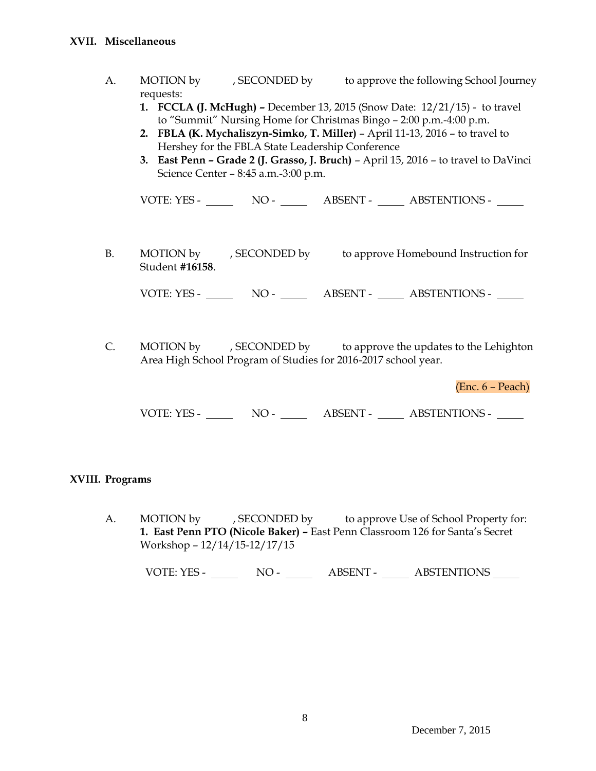## XVII. Miscellaneous

A. MOTION by , SECONDED by to approve the following School Journey requests:

1. **FCCLA (J. McHugh) –** December 13, 2015 (Snow Date: 12/21/15) - to travel to "Summit" Nursing Home for Christmas Bingo – 2:00 p.m.-4:00 p.m.
2. **FBLA (K. Mychaliszyn-Simko, T. Miller)** – April 11-13, 2016 – to travel to Hershey for the FBLA State Leadership Conference
3. **East Penn – Grade 2 (J. Grasso, J. Bruch)** – April 15, 2016 – to travel to DaVinci Science Center – 8:45 a.m.-3:00 p.m.

VOTE: YES - _____ NO - _____ ABSENT - _____ ABSTENTIONS - _____

B. MOTION by , SECONDED by to approve Homebound Instruction for Student **#16158**.

VOTE: YES - _____ NO - _____ ABSENT - _____ ABSTENTIONS - _____

C. MOTION by , SECONDED by to approve the updates to the Lehighton Area High School Program of Studies for 2016-2017 school year.

(Enc. 6 – Peach)

VOTE: YES - _____ NO - _____ ABSENT - _____ ABSTENTIONS - _____

## XVIII. Programs

A. MOTION by , SECONDED by to approve Use of School Property for:
**1. East Penn PTO (Nicole Baker) –** East Penn Classroom 126 for Santa's Secret Workshop – 12/14/15-12/17/15

VOTE: YES - _____ NO - _____ ABSENT - _____ ABSTENTIONS _____

December 7, 2015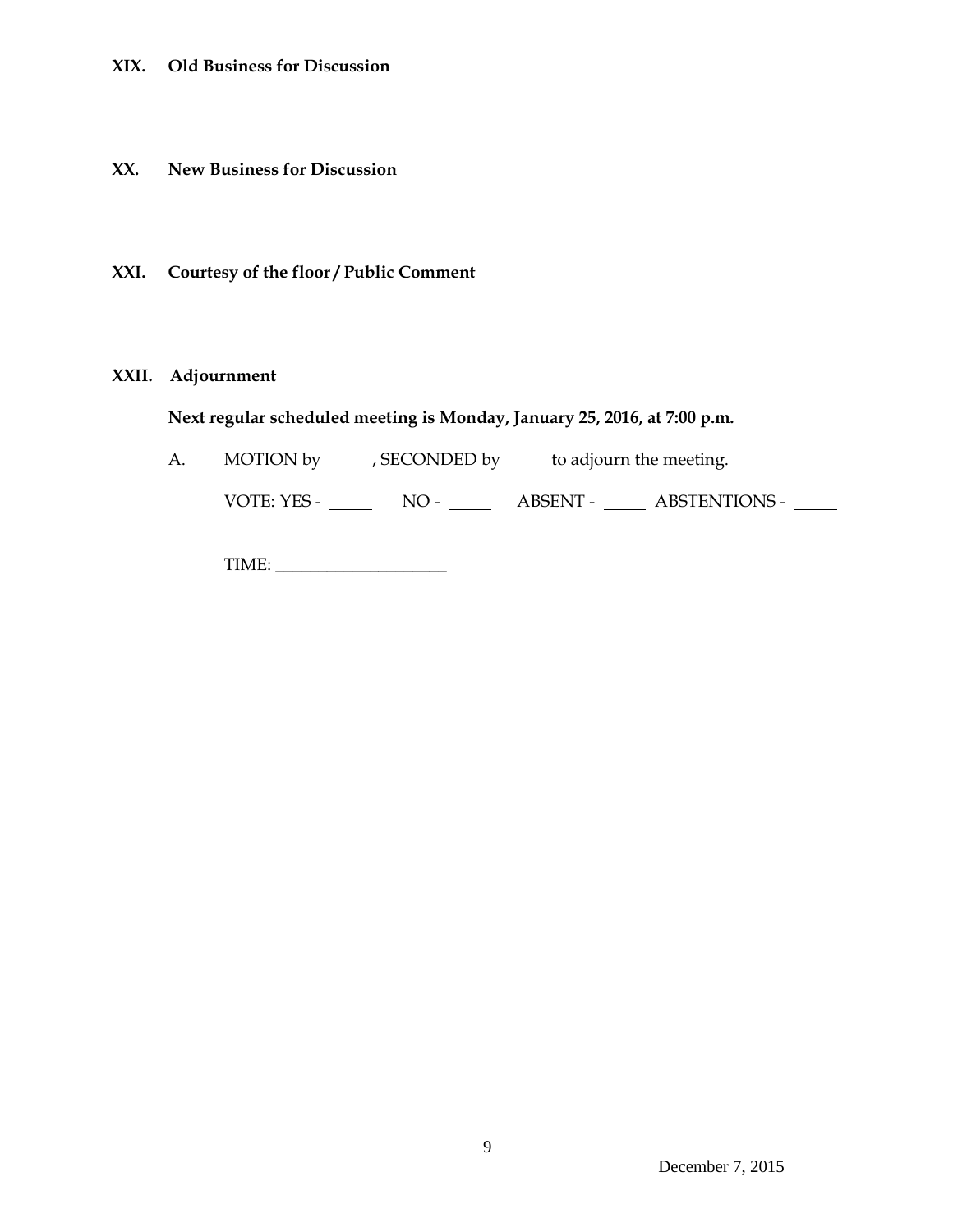## XIX. Old Business for Discussion

## XX. New Business for Discussion

## XXI. Courtesy of the floor / Public Comment

## XXII. Adjournment

**Next regular scheduled meeting is Monday, January 25, 2016, at 7:00 p.m.**

A. MOTION by , SECONDED by to adjourn the meeting.

VOTE: YES - _____ NO - _____ ABSENT - _____ ABSTENTIONS - _____

TIME: ____________________

December 7, 2015